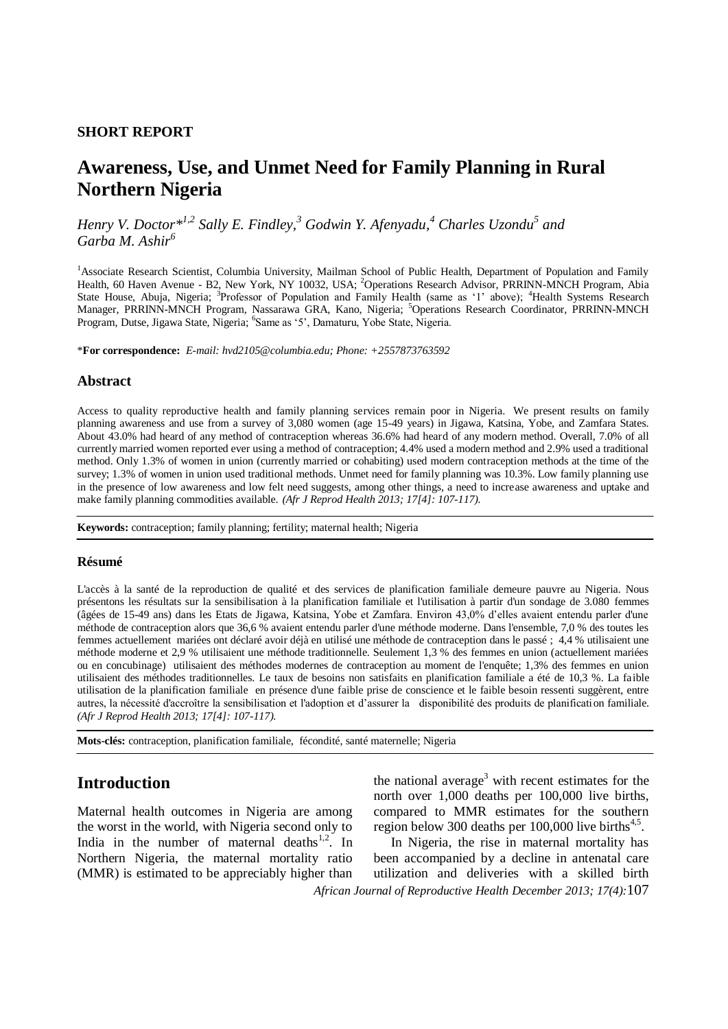**SHORT REPORT**

# Awareness, Use, and Unmet Need for Family Planning in Rural Northern Nigeria

*Henry V. Doctor\*[1,2] Sally E. Findley,[3] Godwin Y. Afenyadu,[4] Charles Uzondu[5] and Garba M. Ashir[6]*

[1]Associate Research Scientist, Columbia University, Mailman School of Public Health, Department of Population and Family Health, 60 Haven Avenue - B2, New York, NY 10032, USA; [2]Operations Research Advisor, PRRINN-MNCH Program, Abia State House, Abuja, Nigeria; [3]Professor of Population and Family Health (same as '1' above); [4]Health Systems Research Manager, PRRINN-MNCH Program, Nassarawa GRA, Kano, Nigeria; [5]Operations Research Coordinator, PRRINN-MNCH Program, Dutse, Jigawa State, Nigeria; [6]Same as '5', Damaturu, Yobe State, Nigeria.

\***For correspondence:** *E-mail: hvd2105@columbia.edu; Phone: +2557873763592*

## Abstract

Access to quality reproductive health and family planning services remain poor in Nigeria. We present results on family planning awareness and use from a survey of 3,080 women (age 15-49 years) in Jigawa, Katsina, Yobe, and Zamfara States. About 43.0% had heard of any method of contraception whereas 36.6% had heard of any modern method. Overall, 7.0% of all currently married women reported ever using a method of contraception; 4.4% used a modern method and 2.9% used a traditional method. Only 1.3% of women in union (currently married or cohabiting) used modern contraception methods at the time of the survey; 1.3% of women in union used traditional methods. Unmet need for family planning was 10.3%. Low family planning use in the presence of low awareness and low felt need suggests, among other things, a need to increase awareness and uptake and make family planning commodities available. *(Afr J Reprod Health 2013; 17[4]: 107-117).*

**Keywords:** contraception; family planning; fertility; maternal health; Nigeria

### Résumé

L'accès à la santé de la reproduction de qualité et des services de planification familiale demeure pauvre au Nigeria. Nous présentons les résultats sur la sensibilisation à la planification familiale et l'utilisation à partir d'un sondage de 3.080 femmes (âgées de 15-49 ans) dans les Etats de Jigawa, Katsina, Yobe et Zamfara. Environ 43,0% d'elles avaient entendu parler d'une méthode de contraception alors que 36,6 % avaient entendu parler d'une méthode moderne. Dans l'ensemble, 7,0 % des toutes les femmes actuellement mariées ont déclaré avoir déjà en utilisé une méthode de contraception dans le passé ; 4,4 % utilisaient une méthode moderne et 2,9 % utilisaient une méthode traditionnelle. Seulement 1,3 % des femmes en union (actuellement mariées ou en concubinage) utilisaient des méthodes modernes de contraception au moment de l'enquête; 1,3% des femmes en union utilisaient des méthodes traditionnelles. Le taux de besoins non satisfaits en planification familiale a été de 10,3 %. La faible utilisation de la planification familiale en présence d'une faible prise de conscience et le faible besoin ressenti suggèrent, entre autres, la nécessité d'accroître la sensibilisation et l'adoption et d'assurer la disponibilité des produits de planification familiale. *(Afr J Reprod Health 2013; 17[4]: 107-117).*

**Mots-clés:** contraception, planification familiale, fécondité, santé maternelle; Nigeria

## Introduction

Maternal health outcomes in Nigeria are among the worst in the world, with Nigeria second only to India in the number of maternal deaths[1,2]. In Northern Nigeria, the maternal mortality ratio (MMR) is estimated to be appreciably higher than the national average[3] with recent estimates for the north over 1,000 deaths per 100,000 live births, compared to MMR estimates for the southern region below 300 deaths per 100,000 live births[4,5].

In Nigeria, the rise in maternal mortality has been accompanied by a decline in antenatal care utilization and deliveries with a skilled birth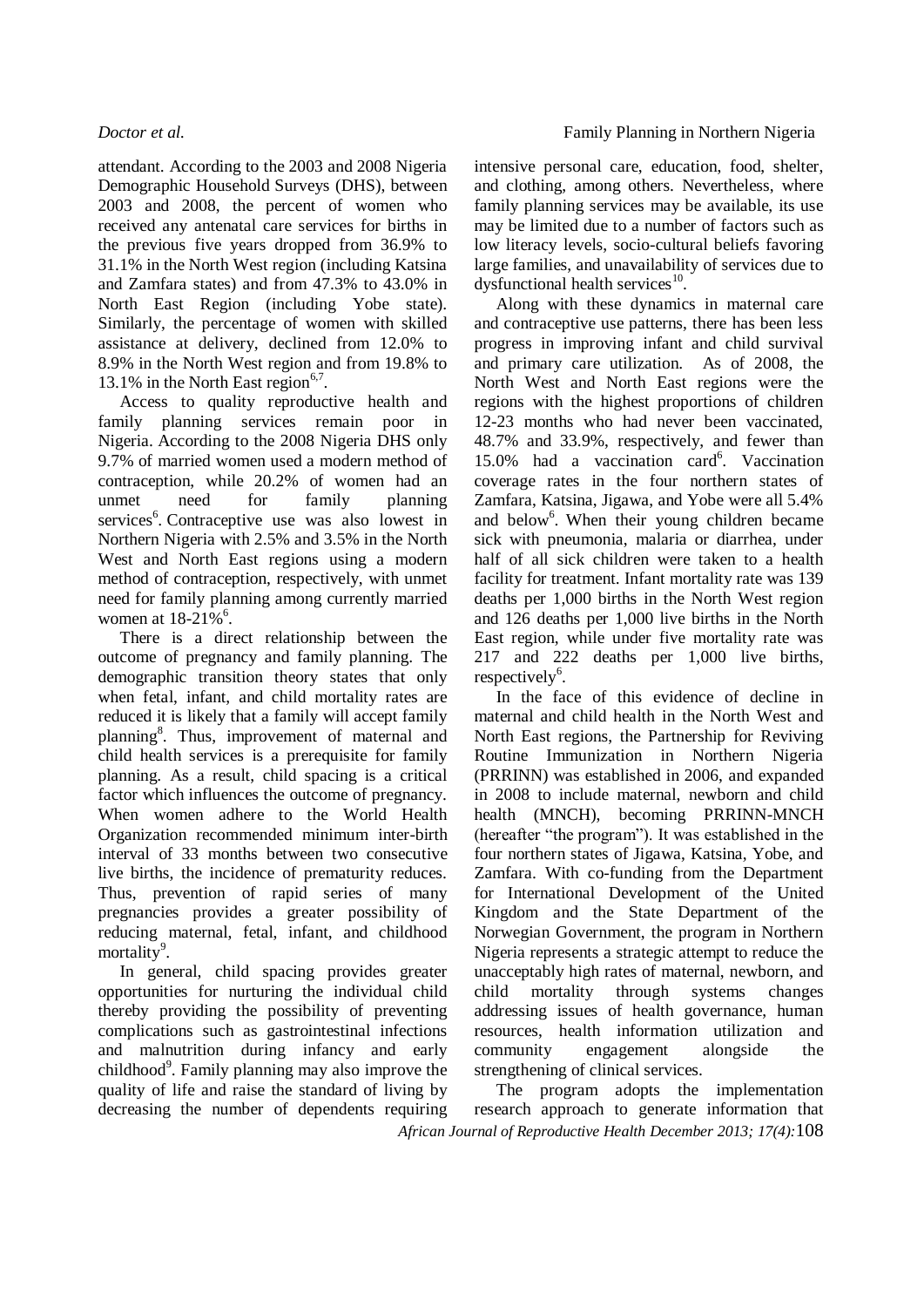attendant. According to the 2003 and 2008 Nigeria Demographic Household Surveys (DHS), between 2003 and 2008, the percent of women who received any antenatal care services for births in the previous five years dropped from 36.9% to 31.1% in the North West region (including Katsina and Zamfara states) and from 47.3% to 43.0% in North East Region (including Yobe state). Similarly, the percentage of women with skilled assistance at delivery, declined from 12.0% to 8.9% in the North West region and from 19.8% to 13.1% in the North East region[6,7].

Access to quality reproductive health and family planning services remain poor in Nigeria. According to the 2008 Nigeria DHS only 9.7% of married women used a modern method of contraception, while 20.2% of women had an unmet need for family planning services[6]. Contraceptive use was also lowest in Northern Nigeria with 2.5% and 3.5% in the North West and North East regions using a modern method of contraception, respectively, with unmet need for family planning among currently married women at 18-21%[6].

There is a direct relationship between the outcome of pregnancy and family planning. The demographic transition theory states that only when fetal, infant, and child mortality rates are reduced it is likely that a family will accept family planning[8]. Thus, improvement of maternal and child health services is a prerequisite for family planning. As a result, child spacing is a critical factor which influences the outcome of pregnancy. When women adhere to the World Health Organization recommended minimum inter-birth interval of 33 months between two consecutive live births, the incidence of prematurity reduces. Thus, prevention of rapid series of many pregnancies provides a greater possibility of reducing maternal, fetal, infant, and childhood mortality[9].

In general, child spacing provides greater opportunities for nurturing the individual child thereby providing the possibility of preventing complications such as gastrointestinal infections and malnutrition during infancy and early childhood[9]. Family planning may also improve the quality of life and raise the standard of living by decreasing the number of dependents requiring intensive personal care, education, food, shelter, and clothing, among others. Nevertheless, where family planning services may be available, its use may be limited due to a number of factors such as low literacy levels, socio-cultural beliefs favoring large families, and unavailability of services due to dysfunctional health services[10].

Along with these dynamics in maternal care and contraceptive use patterns, there has been less progress in improving infant and child survival and primary care utilization. As of 2008, the North West and North East regions were the regions with the highest proportions of children 12-23 months who had never been vaccinated, 48.7% and 33.9%, respectively, and fewer than 15.0% had a vaccination card[6]. Vaccination coverage rates in the four northern states of Zamfara, Katsina, Jigawa, and Yobe were all 5.4% and below[6]. When their young children became sick with pneumonia, malaria or diarrhea, under half of all sick children were taken to a health facility for treatment. Infant mortality rate was 139 deaths per 1,000 births in the North West region and 126 deaths per 1,000 live births in the North East region, while under five mortality rate was 217 and 222 deaths per 1,000 live births, respectively[6].

In the face of this evidence of decline in maternal and child health in the North West and North East regions, the Partnership for Reviving Routine Immunization in Northern Nigeria (PRRINN) was established in 2006, and expanded in 2008 to include maternal, newborn and child health (MNCH), becoming PRRINN-MNCH (hereafter "the program"). It was established in the four northern states of Jigawa, Katsina, Yobe, and Zamfara. With co-funding from the Department for International Development of the United Kingdom and the State Department of the Norwegian Government, the program in Northern Nigeria represents a strategic attempt to reduce the unacceptably high rates of maternal, newborn, and child mortality through systems changes addressing issues of health governance, human resources, health information utilization and community engagement alongside the strengthening of clinical services.

The program adopts the implementation research approach to generate information that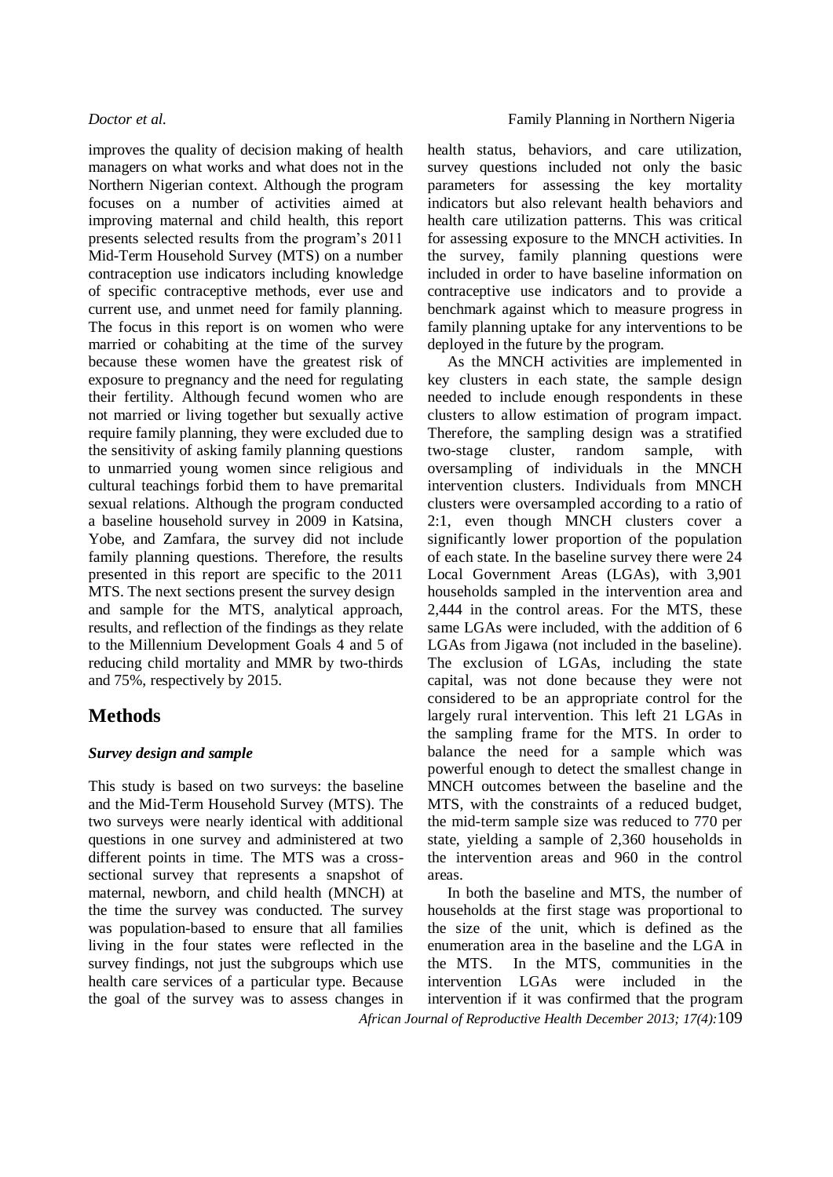improves the quality of decision making of health managers on what works and what does not in the Northern Nigerian context. Although the program focuses on a number of activities aimed at improving maternal and child health, this report presents selected results from the program's 2011 Mid-Term Household Survey (MTS) on a number contraception use indicators including knowledge of specific contraceptive methods, ever use and current use, and unmet need for family planning. The focus in this report is on women who were married or cohabiting at the time of the survey because these women have the greatest risk of exposure to pregnancy and the need for regulating their fertility. Although fecund women who are not married or living together but sexually active require family planning, they were excluded due to the sensitivity of asking family planning questions to unmarried young women since religious and cultural teachings forbid them to have premarital sexual relations. Although the program conducted a baseline household survey in 2009 in Katsina, Yobe, and Zamfara, the survey did not include family planning questions. Therefore, the results presented in this report are specific to the 2011 MTS. The next sections present the survey design and sample for the MTS, analytical approach, results, and reflection of the findings as they relate to the Millennium Development Goals 4 and 5 of reducing child mortality and MMR by two-thirds and 75%, respectively by 2015.

## Methods

### *Survey design and sample*

This study is based on two surveys: the baseline and the Mid-Term Household Survey (MTS). The two surveys were nearly identical with additional questions in one survey and administered at two different points in time. The MTS was a cross-sectional survey that represents a snapshot of maternal, newborn, and child health (MNCH) at the time the survey was conducted. The survey was population-based to ensure that all families living in the four states were reflected in the survey findings, not just the subgroups which use health care services of a particular type. Because the goal of the survey was to assess changes in health status, behaviors, and care utilization, survey questions included not only the basic parameters for assessing the key mortality indicators but also relevant health behaviors and health care utilization patterns. This was critical for assessing exposure to the MNCH activities. In the survey, family planning questions were included in order to have baseline information on contraceptive use indicators and to provide a benchmark against which to measure progress in family planning uptake for any interventions to be deployed in the future by the program.

As the MNCH activities are implemented in key clusters in each state, the sample design needed to include enough respondents in these clusters to allow estimation of program impact. Therefore, the sampling design was a stratified two-stage cluster, random sample, with oversampling of individuals in the MNCH intervention clusters. Individuals from MNCH clusters were oversampled according to a ratio of 2:1, even though MNCH clusters cover a significantly lower proportion of the population of each state. In the baseline survey there were 24 Local Government Areas (LGAs), with 3,901 households sampled in the intervention area and 2,444 in the control areas. For the MTS, these same LGAs were included, with the addition of 6 LGAs from Jigawa (not included in the baseline). The exclusion of LGAs, including the state capital, was not done because they were not considered to be an appropriate control for the largely rural intervention. This left 21 LGAs in the sampling frame for the MTS. In order to balance the need for a sample which was powerful enough to detect the smallest change in MNCH outcomes between the baseline and the MTS, with the constraints of a reduced budget, the mid-term sample size was reduced to 770 per state, yielding a sample of 2,360 households in the intervention areas and 960 in the control areas.

In both the baseline and MTS, the number of households at the first stage was proportional to the size of the unit, which is defined as the enumeration area in the baseline and the LGA in the MTS. In the MTS, communities in the intervention LGAs were included in the intervention if it was confirmed that the program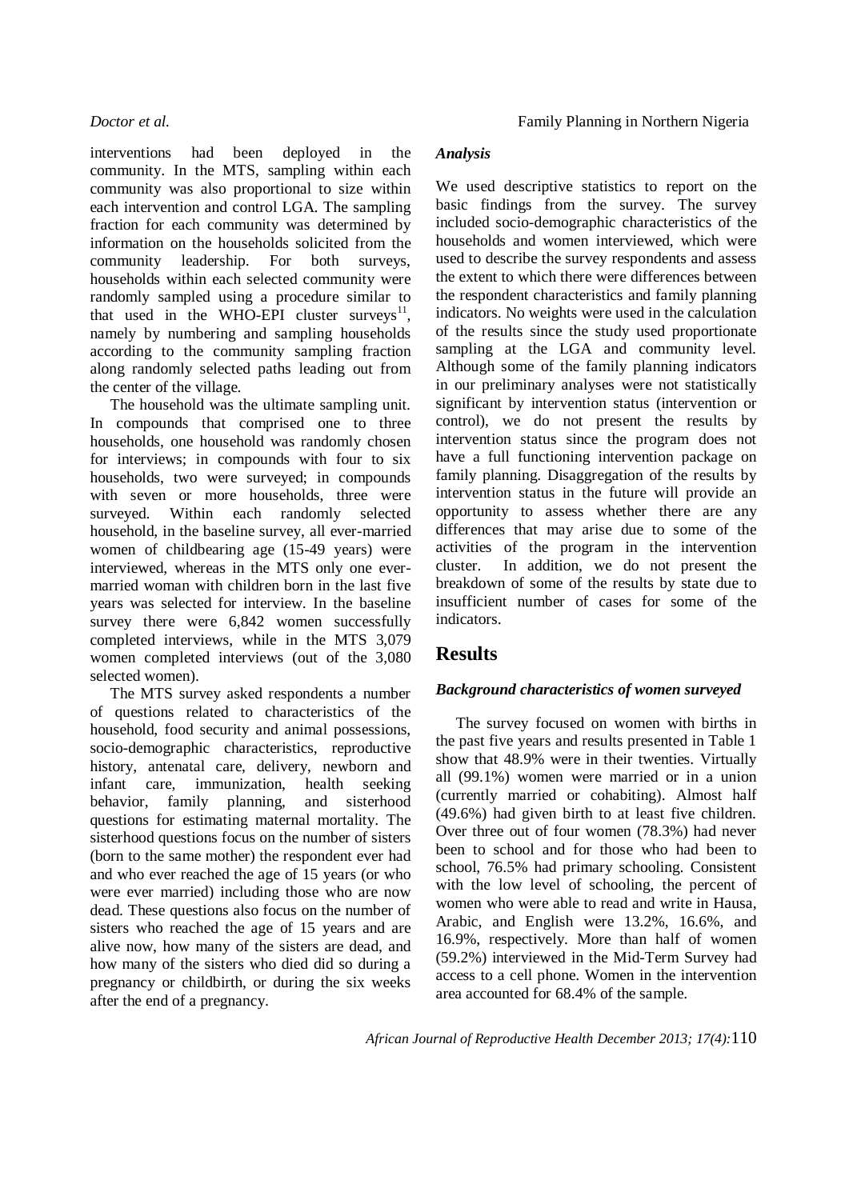interventions had been deployed in the community. In the MTS, sampling within each community was also proportional to size within each intervention and control LGA. The sampling fraction for each community was determined by information on the households solicited from the community leadership. For both surveys, households within each selected community were randomly sampled using a procedure similar to that used in the WHO-EPI cluster surveys[11], namely by numbering and sampling households according to the community sampling fraction along randomly selected paths leading out from the center of the village.

The household was the ultimate sampling unit. In compounds that comprised one to three households, one household was randomly chosen for interviews; in compounds with four to six households, two were surveyed; in compounds with seven or more households, three were surveyed. Within each randomly selected household, in the baseline survey, all ever-married women of childbearing age (15-49 years) were interviewed, whereas in the MTS only one ever-married woman with children born in the last five years was selected for interview. In the baseline survey there were 6,842 women successfully completed interviews, while in the MTS 3,079 women completed interviews (out of the 3,080 selected women).

The MTS survey asked respondents a number of questions related to characteristics of the household, food security and animal possessions, socio-demographic characteristics, reproductive history, antenatal care, delivery, newborn and infant care, immunization, health seeking behavior, family planning, and sisterhood questions for estimating maternal mortality. The sisterhood questions focus on the number of sisters (born to the same mother) the respondent ever had and who ever reached the age of 15 years (or who were ever married) including those who are now dead. These questions also focus on the number of sisters who reached the age of 15 years and are alive now, how many of the sisters are dead, and how many of the sisters who died did so during a pregnancy or childbirth, or during the six weeks after the end of a pregnancy.

### *Analysis*

We used descriptive statistics to report on the basic findings from the survey. The survey included socio-demographic characteristics of the households and women interviewed, which were used to describe the survey respondents and assess the extent to which there were differences between the respondent characteristics and family planning indicators. No weights were used in the calculation of the results since the study used proportionate sampling at the LGA and community level. Although some of the family planning indicators in our preliminary analyses were not statistically significant by intervention status (intervention or control), we do not present the results by intervention status since the program does not have a full functioning intervention package on family planning. Disaggregation of the results by intervention status in the future will provide an opportunity to assess whether there are any differences that may arise due to some of the activities of the program in the intervention cluster. In addition, we do not present the breakdown of some of the results by state due to insufficient number of cases for some of the indicators.

## Results

### *Background characteristics of women surveyed*

The survey focused on women with births in the past five years and results presented in Table 1 show that 48.9% were in their twenties. Virtually all (99.1%) women were married or in a union (currently married or cohabiting). Almost half (49.6%) had given birth to at least five children. Over three out of four women (78.3%) had never been to school and for those who had been to school, 76.5% had primary schooling. Consistent with the low level of schooling, the percent of women who were able to read and write in Hausa, Arabic, and English were 13.2%, 16.6%, and 16.9%, respectively. More than half of women (59.2%) interviewed in the Mid-Term Survey had access to a cell phone. Women in the intervention area accounted for 68.4% of the sample.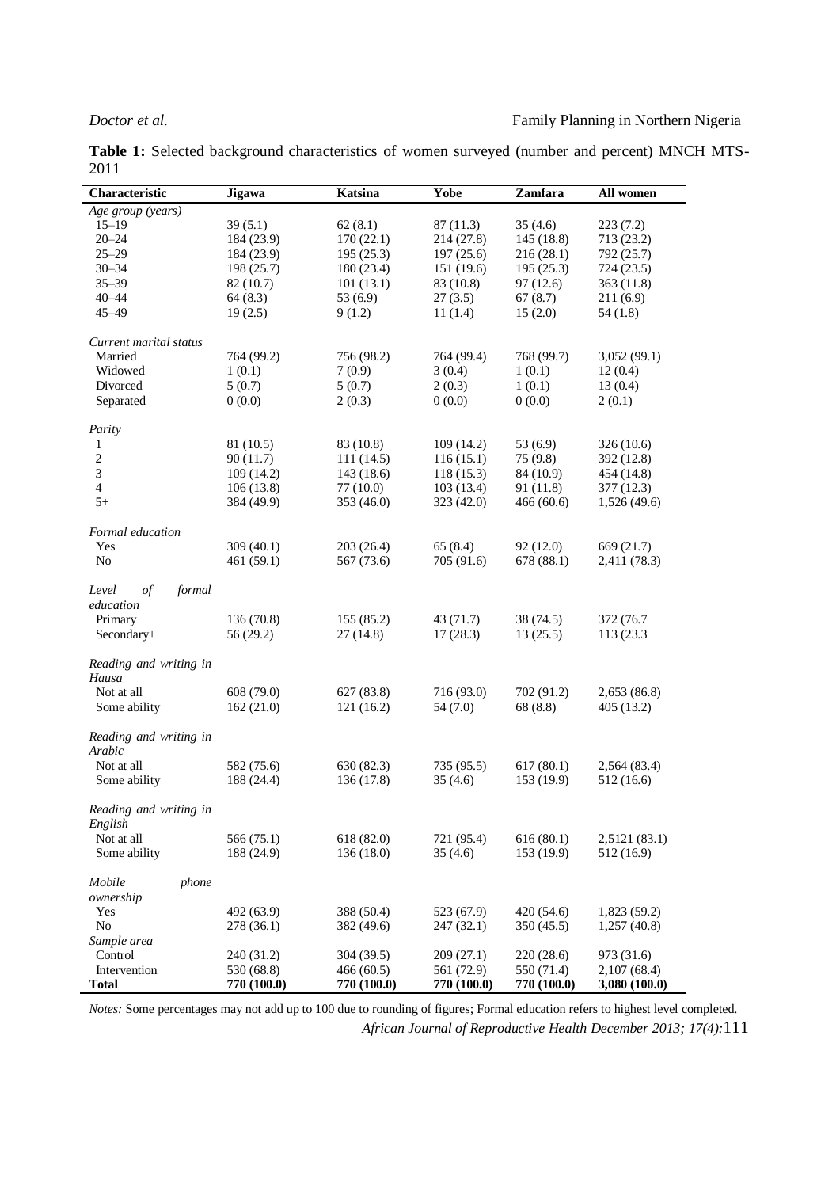**Table 1:** Selected background characteristics of women surveyed (number and percent) MNCH MTS-2011

| Characteristic | Jigawa | Katsina | Yobe | Zamfara | All women |
|---|---|---|---|---|---|
| *Age group (years)* | | | | | |
| 15–19 | 39 (5.1) | 62 (8.1) | 87 (11.3) | 35 (4.6) | 223 (7.2) |
| 20–24 | 184 (23.9) | 170 (22.1) | 214 (27.8) | 145 (18.8) | 713 (23.2) |
| 25–29 | 184 (23.9) | 195 (25.3) | 197 (25.6) | 216 (28.1) | 792 (25.7) |
| 30–34 | 198 (25.7) | 180 (23.4) | 151 (19.6) | 195 (25.3) | 724 (23.5) |
| 35–39 | 82 (10.7) | 101 (13.1) | 83 (10.8) | 97 (12.6) | 363 (11.8) |
| 40–44 | 64 (8.3) | 53 (6.9) | 27 (3.5) | 67 (8.7) | 211 (6.9) |
| 45–49 | 19 (2.5) | 9 (1.2) | 11 (1.4) | 15 (2.0) | 54 (1.8) |
| *Current marital status* | | | | | |
| Married | 764 (99.2) | 756 (98.2) | 764 (99.4) | 768 (99.7) | 3,052 (99.1) |
| Widowed | 1 (0.1) | 7 (0.9) | 3 (0.4) | 1 (0.1) | 12 (0.4) |
| Divorced | 5 (0.7) | 5 (0.7) | 2 (0.3) | 1 (0.1) | 13 (0.4) |
| Separated | 0 (0.0) | 2 (0.3) | 0 (0.0) | 0 (0.0) | 2 (0.1) |
| *Parity* | | | | | |
| 1 | 81 (10.5) | 83 (10.8) | 109 (14.2) | 53 (6.9) | 326 (10.6) |
| 2 | 90 (11.7) | 111 (14.5) | 116 (15.1) | 75 (9.8) | 392 (12.8) |
| 3 | 109 (14.2) | 143 (18.6) | 118 (15.3) | 84 (10.9) | 454 (14.8) |
| 4 | 106 (13.8) | 77 (10.0) | 103 (13.4) | 91 (11.8) | 377 (12.3) |
| 5+ | 384 (49.9) | 353 (46.0) | 323 (42.0) | 466 (60.6) | 1,526 (49.6) |
| *Formal education* | | | | | |
| Yes | 309 (40.1) | 203 (26.4) | 65 (8.4) | 92 (12.0) | 669 (21.7) |
| No | 461 (59.1) | 567 (73.6) | 705 (91.6) | 678 (88.1) | 2,411 (78.3) |
| *Level of formal education* | | | | | |
| Primary | 136 (70.8) | 155 (85.2) | 43 (71.7) | 38 (74.5) | 372 (76.7 |
| Secondary+ | 56 (29.2) | 27 (14.8) | 17 (28.3) | 13 (25.5) | 113 (23.3 |
| *Reading and writing in Hausa* | | | | | |
| Not at all | 608 (79.0) | 627 (83.8) | 716 (93.0) | 702 (91.2) | 2,653 (86.8) |
| Some ability | 162 (21.0) | 121 (16.2) | 54 (7.0) | 68 (8.8) | 405 (13.2) |
| *Reading and writing in Arabic* | | | | | |
| Not at all | 582 (75.6) | 630 (82.3) | 735 (95.5) | 617 (80.1) | 2,564 (83.4) |
| Some ability | 188 (24.4) | 136 (17.8) | 35 (4.6) | 153 (19.9) | 512 (16.6) |
| *Reading and writing in English* | | | | | |
| Not at all | 566 (75.1) | 618 (82.0) | 721 (95.4) | 616 (80.1) | 2,5121 (83.1) |
| Some ability | 188 (24.9) | 136 (18.0) | 35 (4.6) | 153 (19.9) | 512 (16.9) |
| *Mobile phone ownership* | | | | | |
| Yes | 492 (63.9) | 388 (50.4) | 523 (67.9) | 420 (54.6) | 1,823 (59.2) |
| No | 278 (36.1) | 382 (49.6) | 247 (32.1) | 350 (45.5) | 1,257 (40.8) |
| *Sample area* | | | | | |
| Control | 240 (31.2) | 304 (39.5) | 209 (27.1) | 220 (28.6) | 973 (31.6) |
| Intervention | 530 (68.8) | 466 (60.5) | 561 (72.9) | 550 (71.4) | 2,107 (68.4) |
| **Total** | **770 (100.0)** | **770 (100.0)** | **770 (100.0)** | **770 (100.0)** | **3,080 (100.0)** |

*Notes:* Some percentages may not add up to 100 due to rounding of figures; Formal education refers to highest level completed.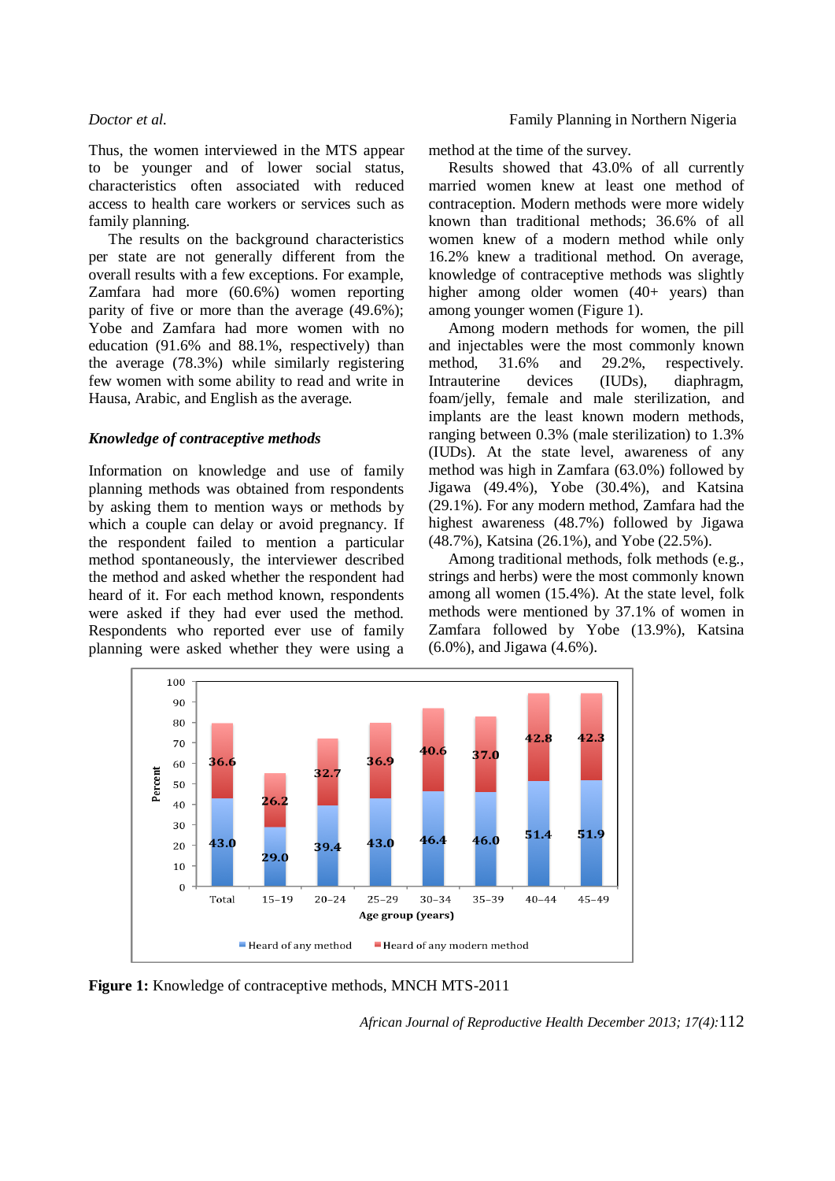Thus, the women interviewed in the MTS appear to be younger and of lower social status, characteristics often associated with reduced access to health care workers or services such as family planning.

The results on the background characteristics per state are not generally different from the overall results with a few exceptions. For example, Zamfara had more (60.6%) women reporting parity of five or more than the average (49.6%); Yobe and Zamfara had more women with no education (91.6% and 88.1%, respectively) than the average (78.3%) while similarly registering few women with some ability to read and write in Hausa, Arabic, and English as the average.

### *Knowledge of contraceptive methods*

Information on knowledge and use of family planning methods was obtained from respondents by asking them to mention ways or methods by which a couple can delay or avoid pregnancy. If the respondent failed to mention a particular method spontaneously, the interviewer described the method and asked whether the respondent had heard of it. For each method known, respondents were asked if they had ever used the method. Respondents who reported ever use of family planning were asked whether they were using a method at the time of the survey.

Results showed that 43.0% of all currently married women knew at least one method of contraception. Modern methods were more widely known than traditional methods; 36.6% of all women knew of a modern method while only 16.2% knew a traditional method. On average, knowledge of contraceptive methods was slightly higher among older women (40+ years) than among younger women (Figure 1).

Among modern methods for women, the pill and injectables were the most commonly known method, 31.6% and 29.2%, respectively. Intrauterine devices (IUDs), diaphragm, foam/jelly, female and male sterilization, and implants are the least known modern methods, ranging between 0.3% (male sterilization) to 1.3% (IUDs). At the state level, awareness of any method was high in Zamfara (63.0%) followed by Jigawa (49.4%), Yobe (30.4%), and Katsina (29.1%). For any modern method, Zamfara had the highest awareness (48.7%) followed by Jigawa (48.7%), Katsina (26.1%), and Yobe (22.5%).

Among traditional methods, folk methods (e.g., strings and herbs) were the most commonly known among all women (15.4%). At the state level, folk methods were mentioned by 37.1% of women in Zamfara followed by Yobe (13.9%), Katsina (6.0%), and Jigawa (4.6%).

**Figure 1:** Knowledge of contraceptive methods, MNCH MTS-2011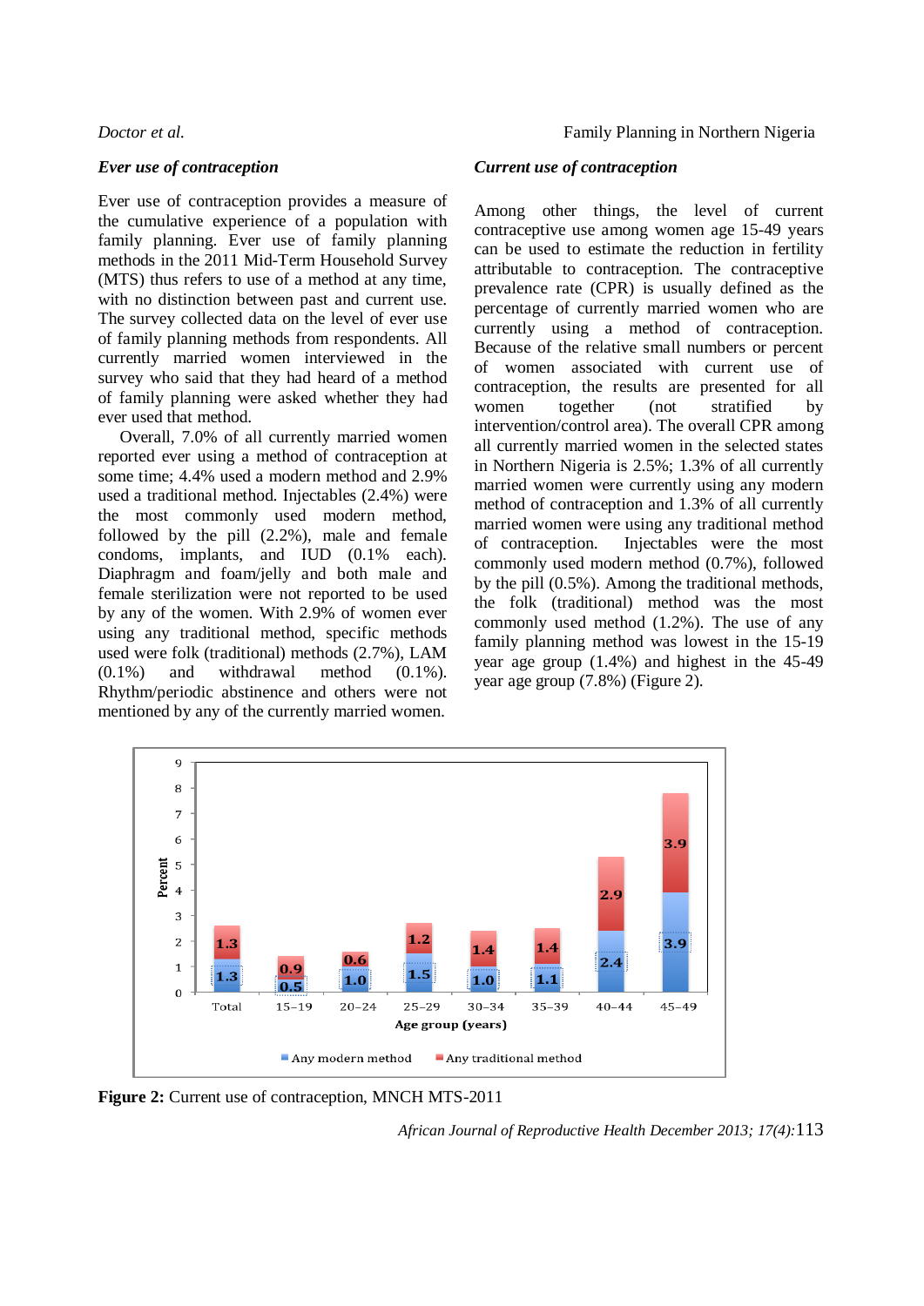### *Ever use of contraception*

Ever use of contraception provides a measure of the cumulative experience of a population with family planning. Ever use of family planning methods in the 2011 Mid-Term Household Survey (MTS) thus refers to use of a method at any time, with no distinction between past and current use. The survey collected data on the level of ever use of family planning methods from respondents. All currently married women interviewed in the survey who said that they had heard of a method of family planning were asked whether they had ever used that method.

Overall, 7.0% of all currently married women reported ever using a method of contraception at some time; 4.4% used a modern method and 2.9% used a traditional method. Injectables (2.4%) were the most commonly used modern method, followed by the pill (2.2%), male and female condoms, implants, and IUD (0.1% each). Diaphragm and foam/jelly and both male and female sterilization were not reported to be used by any of the women. With 2.9% of women ever using any traditional method, specific methods used were folk (traditional) methods (2.7%), LAM (0.1%) and withdrawal method (0.1%). Rhythm/periodic abstinence and others were not mentioned by any of the currently married women.

### *Current use of contraception*

Among other things, the level of current contraceptive use among women age 15-49 years can be used to estimate the reduction in fertility attributable to contraception. The contraceptive prevalence rate (CPR) is usually defined as the percentage of currently married women who are currently using a method of contraception. Because of the relative small numbers or percent of women associated with current use of contraception, the results are presented for all women together (not stratified by intervention/control area). The overall CPR among all currently married women in the selected states in Northern Nigeria is 2.5%; 1.3% of all currently married women were currently using any modern method of contraception and 1.3% of all currently married women were using any traditional method of contraception. Injectables were the most commonly used modern method (0.7%), followed by the pill (0.5%). Among the traditional methods, the folk (traditional) method was the most commonly used method (1.2%). The use of any family planning method was lowest in the 15-19 year age group (1.4%) and highest in the 45-49 year age group (7.8%) (Figure 2).

| Age group (years) | Any modern method (%) | Any traditional method (%) |
|---|---|---|
| Total | 1.3 | 1.3 |
| 15–19 | 0.5 | 0.9 |
| 20–24 | 1.0 | 0.6 |
| 25–29 | 1.5 | 1.2 |
| 30–34 | 1.0 | 1.4 |
| 35–39 | 1.1 | 1.4 |
| 40–44 | 2.4 | 2.9 |
| 45–49 | 3.9 | 3.9 |

**Figure 2:** Current use of contraception, MNCH MTS-2011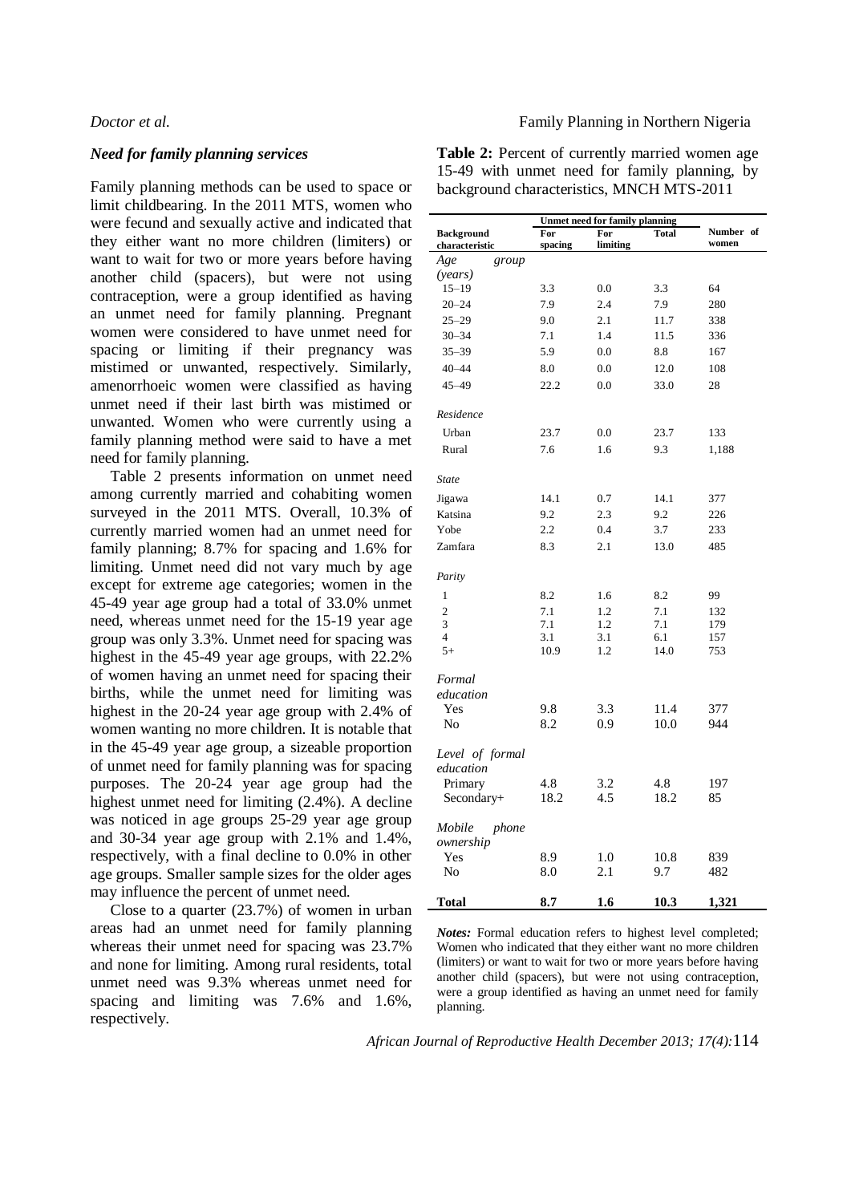### *Need for family planning services*

Family planning methods can be used to space or limit childbearing. In the 2011 MTS, women who were fecund and sexually active and indicated that they either want no more children (limiters) or want to wait for two or more years before having another child (spacers), but were not using contraception, were a group identified as having an unmet need for family planning. Pregnant women were considered to have unmet need for spacing or limiting if their pregnancy was mistimed or unwanted, respectively. Similarly, amenorrhoeic women were classified as having unmet need if their last birth was mistimed or unwanted. Women who were currently using a family planning method were said to have a met need for family planning.

Table 2 presents information on unmet need among currently married and cohabiting women surveyed in the 2011 MTS. Overall, 10.3% of currently married women had an unmet need for family planning; 8.7% for spacing and 1.6% for limiting. Unmet need did not vary much by age except for extreme age categories; women in the 45-49 year age group had a total of 33.0% unmet need, whereas unmet need for the 15-19 year age group was only 3.3%. Unmet need for spacing was highest in the 45-49 year age groups, with 22.2% of women having an unmet need for spacing their births, while the unmet need for limiting was highest in the 20-24 year age group with 2.4% of women wanting no more children. It is notable that in the 45-49 year age group, a sizeable proportion of unmet need for family planning was for spacing purposes. The 20-24 year age group had the highest unmet need for limiting (2.4%). A decline was noticed in age groups 25-29 year age group and 30-34 year age group with 2.1% and 1.4%, respectively, with a final decline to 0.0% in other age groups. Smaller sample sizes for the older ages may influence the percent of unmet need.

Close to a quarter (23.7%) of women in urban areas had an unmet need for family planning whereas their unmet need for spacing was 23.7% and none for limiting. Among rural residents, total unmet need was 9.3% whereas unmet need for spacing and limiting was 7.6% and 1.6%, respectively.

**Table 2:** Percent of currently married women age 15-49 with unmet need for family planning, by background characteristics, MNCH MTS-2011

| Background characteristic | Unmet need for family planning | | | Number of women |
|---|---|---|---|---|
| | For spacing | For limiting | Total | |
| *Age group (years)* | | | | |
| 15–19 | 3.3 | 0.0 | 3.3 | 64 |
| 20–24 | 7.9 | 2.4 | 7.9 | 280 |
| 25–29 | 9.0 | 2.1 | 11.7 | 338 |
| 30–34 | 7.1 | 1.4 | 11.5 | 336 |
| 35–39 | 5.9 | 0.0 | 8.8 | 167 |
| 40–44 | 8.0 | 0.0 | 12.0 | 108 |
| 45–49 | 22.2 | 0.0 | 33.0 | 28 |
| *Residence* | | | | |
| Urban | 23.7 | 0.0 | 23.7 | 133 |
| Rural | 7.6 | 1.6 | 9.3 | 1,188 |
| *State* | | | | |
| Jigawa | 14.1 | 0.7 | 14.1 | 377 |
| Katsina | 9.2 | 2.3 | 9.2 | 226 |
| Yobe | 2.2 | 0.4 | 3.7 | 233 |
| Zamfara | 8.3 | 2.1 | 13.0 | 485 |
| *Parity* | | | | |
| 1 | 8.2 | 1.6 | 8.2 | 99 |
| 2 | 7.1 | 1.2 | 7.1 | 132 |
| 3 | 7.1 | 1.2 | 7.1 | 179 |
| 4 | 3.1 | 3.1 | 6.1 | 157 |
| 5+ | 10.9 | 1.2 | 14.0 | 753 |
| *Formal education* | | | | |
| Yes | 9.8 | 3.3 | 11.4 | 377 |
| No | 8.2 | 0.9 | 10.0 | 944 |
| *Level of formal education* | | | | |
| Primary | 4.8 | 3.2 | 4.8 | 197 |
| Secondary+ | 18.2 | 4.5 | 18.2 | 85 |
| *Mobile phone ownership* | | | | |
| Yes | 8.9 | 1.0 | 10.8 | 839 |
| No | 8.0 | 2.1 | 9.7 | 482 |
| **Total** | **8.7** | **1.6** | **10.3** | **1,321** |

*Notes:* Formal education refers to highest level completed; Women who indicated that they either want no more children (limiters) or want to wait for two or more years before having another child (spacers), but were not using contraception, were a group identified as having an unmet need for family planning.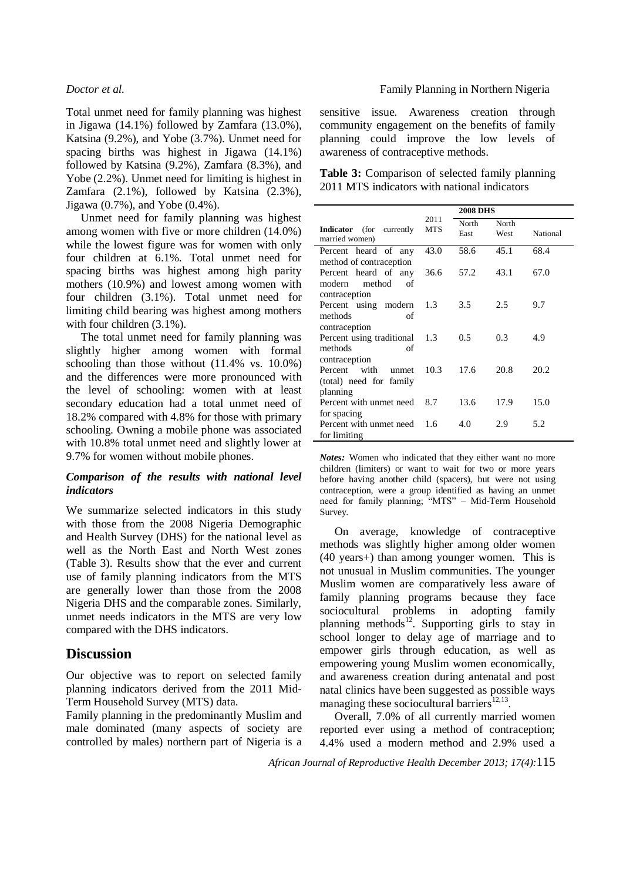Total unmet need for family planning was highest in Jigawa (14.1%) followed by Zamfara (13.0%), Katsina (9.2%), and Yobe (3.7%). Unmet need for spacing births was highest in Jigawa (14.1%) followed by Katsina (9.2%), Zamfara (8.3%), and Yobe (2.2%). Unmet need for limiting is highest in Zamfara (2.1%), followed by Katsina (2.3%), Jigawa (0.7%), and Yobe (0.4%).

Unmet need for family planning was highest among women with five or more children (14.0%) while the lowest figure was for women with only four children at 6.1%. Total unmet need for spacing births was highest among high parity mothers (10.9%) and lowest among women with four children (3.1%). Total unmet need for limiting child bearing was highest among mothers with four children (3.1%).

The total unmet need for family planning was slightly higher among women with formal schooling than those without (11.4% vs. 10.0%) and the differences were more pronounced with the level of schooling: women with at least secondary education had a total unmet need of 18.2% compared with 4.8% for those with primary schooling. Owning a mobile phone was associated with 10.8% total unmet need and slightly lower at 9.7% for women without mobile phones.

### *Comparison of the results with national level indicators*

We summarize selected indicators in this study with those from the 2008 Nigeria Demographic and Health Survey (DHS) for the national level as well as the North East and North West zones (Table 3). Results show that the ever and current use of family planning indicators from the MTS are generally lower than those from the 2008 Nigeria DHS and the comparable zones. Similarly, unmet needs indicators in the MTS are very low compared with the DHS indicators.

## Discussion

Our objective was to report on selected family planning indicators derived from the 2011 Mid-Term Household Survey (MTS) data.

Family planning in the predominantly Muslim and male dominated (many aspects of society are controlled by males) northern part of Nigeria is a sensitive issue. Awareness creation through community engagement on the benefits of family planning could improve the low levels of awareness of contraceptive methods.

**Table 3:** Comparison of selected family planning 2011 MTS indicators with national indicators

| **Indicator** (for currently married women) | 2011 MTS | **2008 DHS** | | |
|---|---|---|---|---|
| | | North East | North West | National |
| Percent heard of any method of contraception | 43.0 | 58.6 | 45.1 | 68.4 |
| Percent heard of any modern method of contraception | 36.6 | 57.2 | 43.1 | 67.0 |
| Percent using modern methods of contraception | 1.3 | 3.5 | 2.5 | 9.7 |
| Percent using traditional methods of contraception | 1.3 | 0.5 | 0.3 | 4.9 |
| Percent with unmet (total) need for family planning | 10.3 | 17.6 | 20.8 | 20.2 |
| Percent with unmet need for spacing | 8.7 | 13.6 | 17.9 | 15.0 |
| Percent with unmet need for limiting | 1.6 | 4.0 | 2.9 | 5.2 |

***Notes:*** Women who indicated that they either want no more children (limiters) or want to wait for two or more years before having another child (spacers), but were not using contraception, were a group identified as having an unmet need for family planning; "MTS" – Mid-Term Household Survey.

On average, knowledge of contraceptive methods was slightly higher among older women (40 years+) than among younger women. This is not unusual in Muslim communities. The younger Muslim women are comparatively less aware of family planning programs because they face sociocultural problems in adopting family planning methods[12]. Supporting girls to stay in school longer to delay age of marriage and to empower girls through education, as well as empowering young Muslim women economically, and awareness creation during antenatal and post natal clinics have been suggested as possible ways managing these sociocultural barriers[12,13].

Overall, 7.0% of all currently married women reported ever using a method of contraception; 4.4% used a modern method and 2.9% used a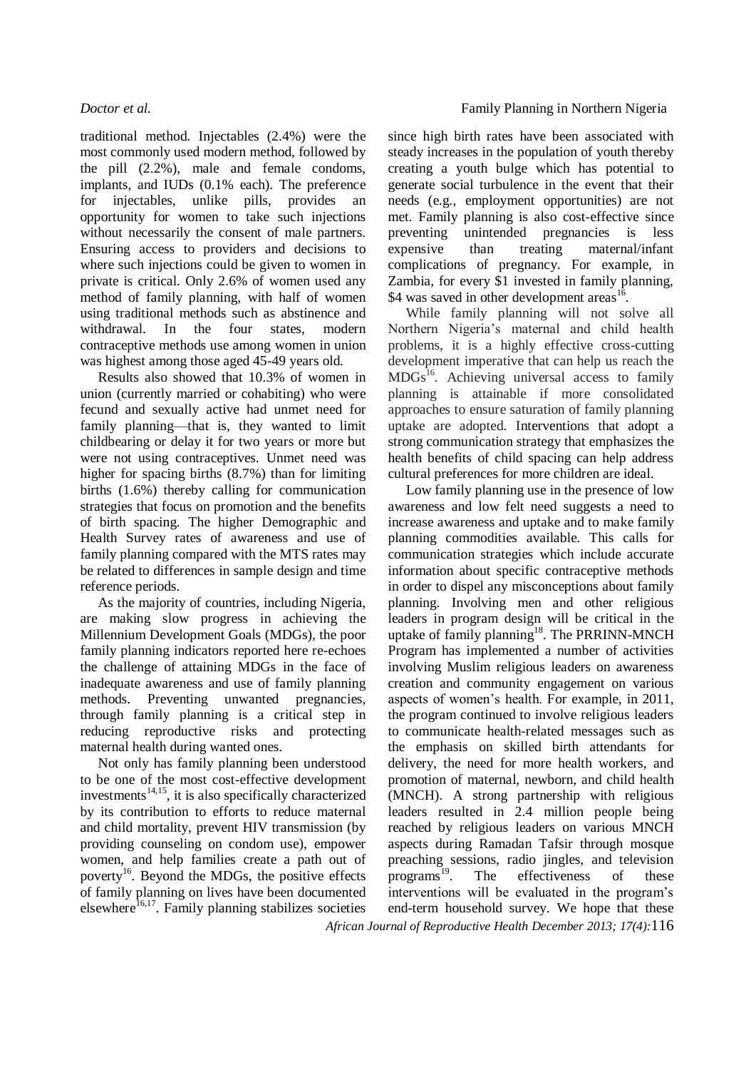traditional method. Injectables (2.4%) were the most commonly used modern method, followed by the pill (2.2%), male and female condoms, implants, and IUDs (0.1% each). The preference for injectables, unlike pills, provides an opportunity for women to take such injections without necessarily the consent of male partners. Ensuring access to providers and decisions to where such injections could be given to women in private is critical. Only 2.6% of women used any method of family planning, with half of women using traditional methods such as abstinence and withdrawal. In the four states, modern contraceptive methods use among women in union was highest among those aged 45-49 years old.

Results also showed that 10.3% of women in union (currently married or cohabiting) who were fecund and sexually active had unmet need for family planning—that is, they wanted to limit childbearing or delay it for two years or more but were not using contraceptives. Unmet need was higher for spacing births (8.7%) than for limiting births (1.6%) thereby calling for communication strategies that focus on promotion and the benefits of birth spacing. The higher Demographic and Health Survey rates of awareness and use of family planning compared with the MTS rates may be related to differences in sample design and time reference periods.

As the majority of countries, including Nigeria, are making slow progress in achieving the Millennium Development Goals (MDGs), the poor family planning indicators reported here re-echoes the challenge of attaining MDGs in the face of inadequate awareness and use of family planning methods. Preventing unwanted pregnancies, through family planning is a critical step in reducing reproductive risks and protecting maternal health during wanted ones.

Not only has family planning been understood to be one of the most cost-effective development investments[14,15], it is also specifically characterized by its contribution to efforts to reduce maternal and child mortality, prevent HIV transmission (by providing counseling on condom use), empower women, and help families create a path out of poverty[16]. Beyond the MDGs, the positive effects of family planning on lives have been documented elsewhere[16,17]. Family planning stabilizes societies since high birth rates have been associated with steady increases in the population of youth thereby creating a youth bulge which has potential to generate social turbulence in the event that their needs (e.g., employment opportunities) are not met. Family planning is also cost-effective since preventing unintended pregnancies is less expensive than treating maternal/infant complications of pregnancy. For example, in Zambia, for every $1 invested in family planning, $4 was saved in other development areas[16].

While family planning will not solve all Northern Nigeria's maternal and child health problems, it is a highly effective cross-cutting development imperative that can help us reach the MDGs[16]. Achieving universal access to family planning is attainable if more consolidated approaches to ensure saturation of family planning uptake are adopted. Interventions that adopt a strong communication strategy that emphasizes the health benefits of child spacing can help address cultural preferences for more children are ideal.

Low family planning use in the presence of low awareness and low felt need suggests a need to increase awareness and uptake and to make family planning commodities available. This calls for communication strategies which include accurate information about specific contraceptive methods in order to dispel any misconceptions about family planning. Involving men and other religious leaders in program design will be critical in the uptake of family planning[18]. The PRRINN-MNCH Program has implemented a number of activities involving Muslim religious leaders on awareness creation and community engagement on various aspects of women's health. For example, in 2011, the program continued to involve religious leaders to communicate health-related messages such as the emphasis on skilled birth attendants for delivery, the need for more health workers, and promotion of maternal, newborn, and child health (MNCH). A strong partnership with religious leaders resulted in 2.4 million people being reached by religious leaders on various MNCH aspects during Ramadan Tafsir through mosque preaching sessions, radio jingles, and television programs[19]. The effectiveness of these interventions will be evaluated in the program's end-term household survey. We hope that these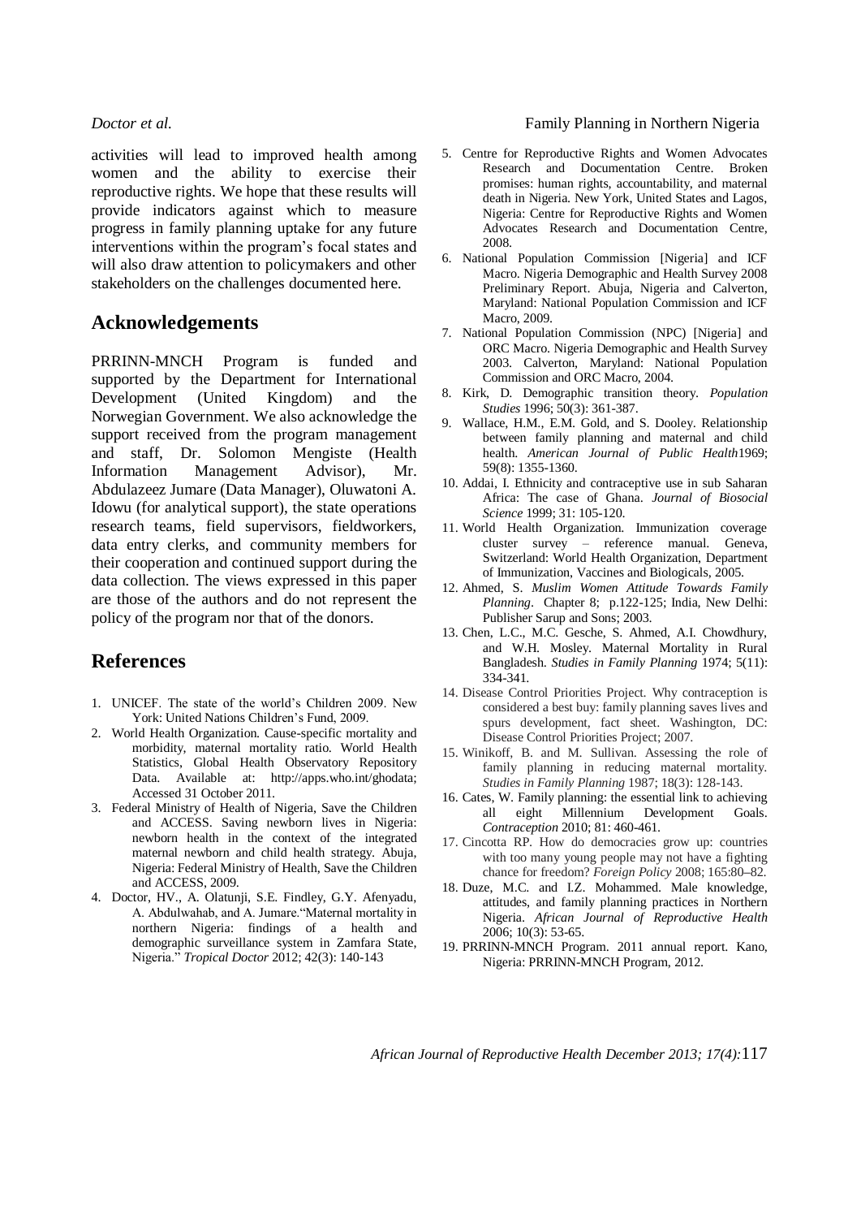activities will lead to improved health among women and the ability to exercise their reproductive rights. We hope that these results will provide indicators against which to measure progress in family planning uptake for any future interventions within the program's focal states and will also draw attention to policymakers and other stakeholders on the challenges documented here.

## Acknowledgements

PRRINN-MNCH Program is funded and supported by the Department for International Development (United Kingdom) and the Norwegian Government. We also acknowledge the support received from the program management and staff, Dr. Solomon Mengiste (Health Information Management Advisor), Mr. Abdulazeez Jumare (Data Manager), Oluwatoni A. Idowu (for analytical support), the state operations research teams, field supervisors, fieldworkers, data entry clerks, and community members for their cooperation and continued support during the data collection. The views expressed in this paper are those of the authors and do not represent the policy of the program nor that of the donors.

## References

1. UNICEF. The state of the world's Children 2009. New York: United Nations Children's Fund, 2009.
2. World Health Organization. Cause-specific mortality and morbidity, maternal mortality ratio. World Health Statistics, Global Health Observatory Repository Data. Available at: http://apps.who.int/ghodata; Accessed 31 October 2011.
3. Federal Ministry of Health of Nigeria, Save the Children and ACCESS. Saving newborn lives in Nigeria: newborn health in the context of the integrated maternal newborn and child health strategy. Abuja, Nigeria: Federal Ministry of Health, Save the Children and ACCESS, 2009.
4. Doctor, HV., A. Olatunji, S.E. Findley, G.Y. Afenyadu, A. Abdulwahab, and A. Jumare."Maternal mortality in northern Nigeria: findings of a health and demographic surveillance system in Zamfara State, Nigeria." *Tropical Doctor* 2012; 42(3): 140-143
5. Centre for Reproductive Rights and Women Advocates Research and Documentation Centre. Broken promises: human rights, accountability, and maternal death in Nigeria. New York, United States and Lagos, Nigeria: Centre for Reproductive Rights and Women Advocates Research and Documentation Centre, 2008.
6. National Population Commission [Nigeria] and ICF Macro. Nigeria Demographic and Health Survey 2008 Preliminary Report. Abuja, Nigeria and Calverton, Maryland: National Population Commission and ICF Macro, 2009.
7. National Population Commission (NPC) [Nigeria] and ORC Macro. Nigeria Demographic and Health Survey 2003. Calverton, Maryland: National Population Commission and ORC Macro, 2004.
8. Kirk, D. Demographic transition theory. *Population Studies* 1996; 50(3): 361-387.
9. Wallace, H.M., E.M. Gold, and S. Dooley. Relationship between family planning and maternal and child health. *American Journal of Public Health*1969; 59(8): 1355-1360.
10. Addai, I. Ethnicity and contraceptive use in sub Saharan Africa: The case of Ghana. *Journal of Biosocial Science* 1999; 31: 105-120.
11. World Health Organization. Immunization coverage cluster survey – reference manual. Geneva, Switzerland: World Health Organization, Department of Immunization, Vaccines and Biologicals, 2005.
12. Ahmed, S. *Muslim Women Attitude Towards Family Planning*. Chapter 8; p.122-125; India, New Delhi: Publisher Sarup and Sons; 2003.
13. Chen, L.C., M.C. Gesche, S. Ahmed, A.I. Chowdhury, and W.H. Mosley. Maternal Mortality in Rural Bangladesh. *Studies in Family Planning* 1974; 5(11): 334-341.
14. Disease Control Priorities Project. Why contraception is considered a best buy: family planning saves lives and spurs development, fact sheet. Washington, DC: Disease Control Priorities Project; 2007.
15. Winikoff, B. and M. Sullivan. Assessing the role of family planning in reducing maternal mortality. *Studies in Family Planning* 1987; 18(3): 128-143.
16. Cates, W. Family planning: the essential link to achieving all eight Millennium Development Goals. *Contraception* 2010; 81: 460-461.
17. Cincotta RP. How do democracies grow up: countries with too many young people may not have a fighting chance for freedom? *Foreign Policy* 2008; 165:80–82.
18. Duze, M.C. and I.Z. Mohammed. Male knowledge, attitudes, and family planning practices in Northern Nigeria. *African Journal of Reproductive Health* 2006; 10(3): 53-65.
19. PRRINN-MNCH Program. 2011 annual report. Kano, Nigeria: PRRINN-MNCH Program, 2012.